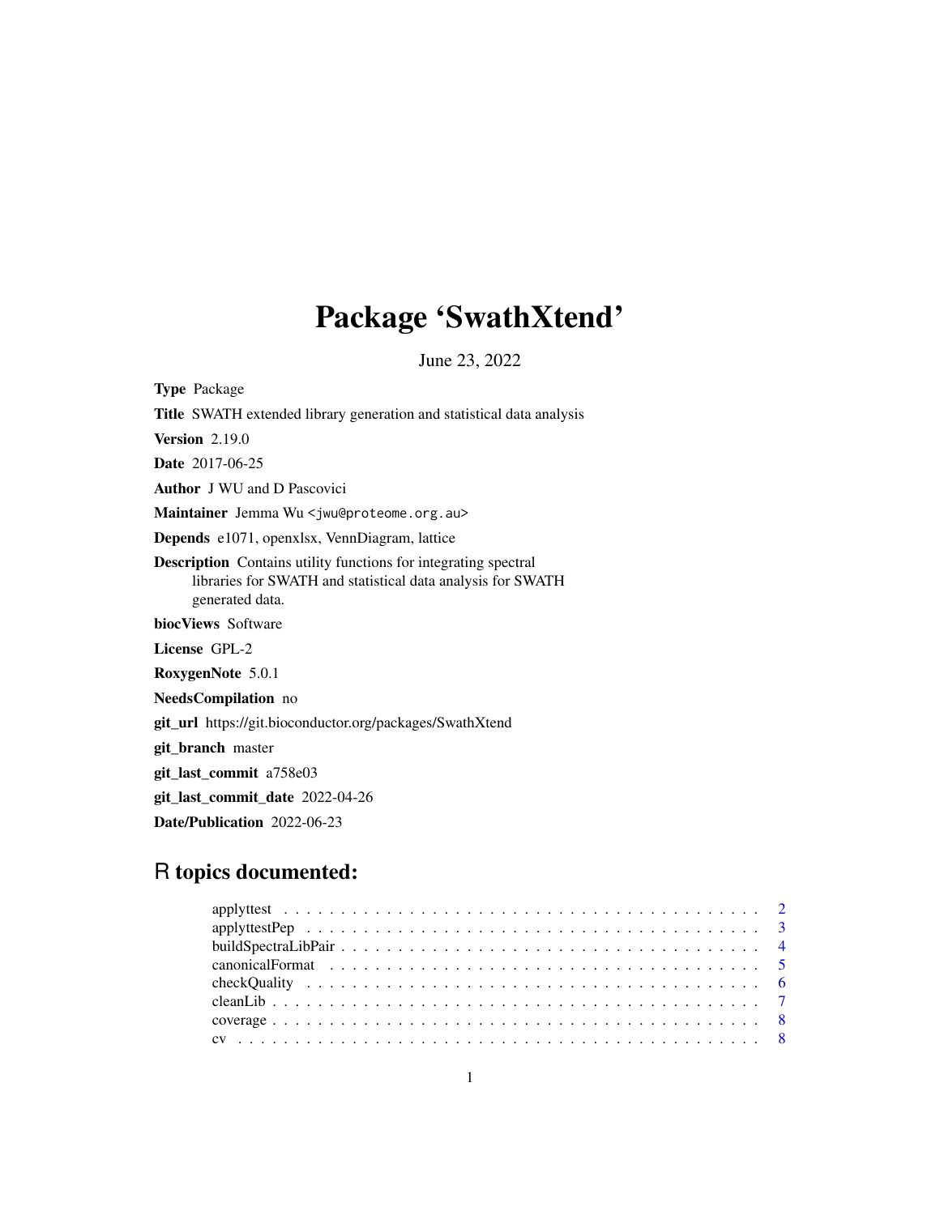# Package 'SwathXtend'

June 23, 2022

**Type** Package

**Title** SWATH extended library generation and statistical data analysis

**Version** 2.19.0

**Date** 2017-06-25

**Author** J WU and D Pascovici

**Maintainer** Jemma Wu <jwu@proteome.org.au>

**Depends** e1071, openxlsx, VennDiagram, lattice

**Description** Contains utility functions for integrating spectral libraries for SWATH and statistical data analysis for SWATH generated data.

**biocViews** Software

**License** GPL-2

**RoxygenNote** 5.0.1

**NeedsCompilation** no

**git_url** https://git.bioconductor.org/packages/SwathXtend

**git_branch** master

**git_last_commit** a758e03

**git_last_commit_date** 2022-04-26

**Date/Publication** 2022-06-23

## R topics documented:

- applyttest . . . . . . . . . . 2
- applyttestPep . . . . . . . . . . 3
- buildSpectraLibPair . . . . . . . . . . 4
- canonicalFormat . . . . . . . . . . 5
- checkQuality . . . . . . . . . . 6
- cleanLib . . . . . . . . . . 7
- coverage . . . . . . . . . . 8
- cv . . . . . . . . . . 8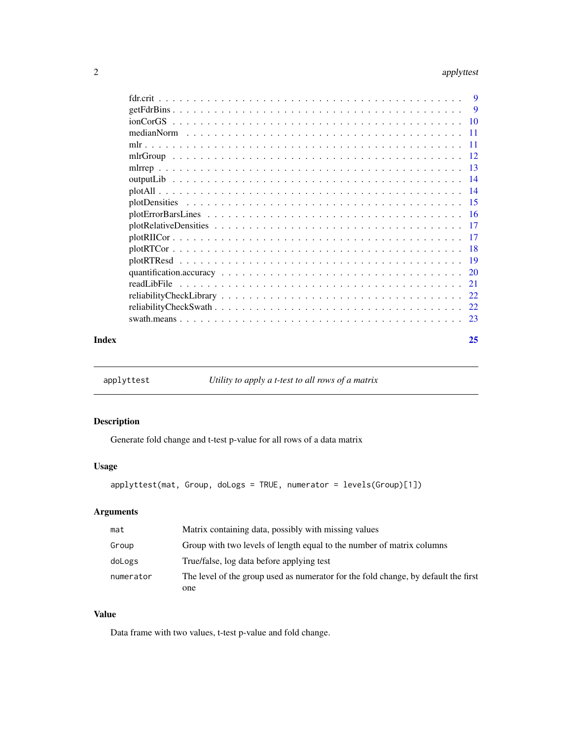fdr.crit . . . . . . . . . . . . . . . . . . . . . . . . . . . . . . . . . . . . . . . 9
getFdrBins . . . . . . . . . . . . . . . . . . . . . . . . . . . . . . . . . . . . . . 9
ionCorGS . . . . . . . . . . . . . . . . . . . . . . . . . . . . . . . . . . . . . . 10
medianNorm . . . . . . . . . . . . . . . . . . . . . . . . . . . . . . . . . . . . . 11
mlr . . . . . . . . . . . . . . . . . . . . . . . . . . . . . . . . . . . . . . . . . 11
mlrGroup . . . . . . . . . . . . . . . . . . . . . . . . . . . . . . . . . . . . . . 12
mlrrep . . . . . . . . . . . . . . . . . . . . . . . . . . . . . . . . . . . . . . . 13
outputLib . . . . . . . . . . . . . . . . . . . . . . . . . . . . . . . . . . . . . . 14
plotAll . . . . . . . . . . . . . . . . . . . . . . . . . . . . . . . . . . . . . . . 14
plotDensities . . . . . . . . . . . . . . . . . . . . . . . . . . . . . . . . . . . . 15
plotErrorBarsLines . . . . . . . . . . . . . . . . . . . . . . . . . . . . . . . . . 16
plotRelativeDensities . . . . . . . . . . . . . . . . . . . . . . . . . . . . . . . . 17
plotRIICor . . . . . . . . . . . . . . . . . . . . . . . . . . . . . . . . . . . . . 17
plotRTCor . . . . . . . . . . . . . . . . . . . . . . . . . . . . . . . . . . . . . 18
plotRTResd . . . . . . . . . . . . . . . . . . . . . . . . . . . . . . . . . . . . . 19
quantification.accuracy . . . . . . . . . . . . . . . . . . . . . . . . . . . . . . . 20
readLibFile . . . . . . . . . . . . . . . . . . . . . . . . . . . . . . . . . . . . . 21
reliabilityCheckLibrary . . . . . . . . . . . . . . . . . . . . . . . . . . . . . . . 22
reliabilityCheckSwath . . . . . . . . . . . . . . . . . . . . . . . . . . . . . . . . 22
swath.means . . . . . . . . . . . . . . . . . . . . . . . . . . . . . . . . . . . . . 23

**Index** **25**

---

`applyttest` *Utility to apply a t-test to all rows of a matrix*

---

## Description

Generate fold change and t-test p-value for all rows of a data matrix

## Usage

```
applyttest(mat, Group, doLogs = TRUE, numerator = levels(Group)[1])
```

## Arguments

| | |
|---|---|
| `mat` | Matrix containing data, possibly with missing values |
| `Group` | Group with two levels of length equal to the number of matrix columns |
| `doLogs` | True/false, log data before applying test |
| `numerator` | The level of the group used as numerator for the fold change, by default the first one |

## Value

Data frame with two values, t-test p-value and fold change.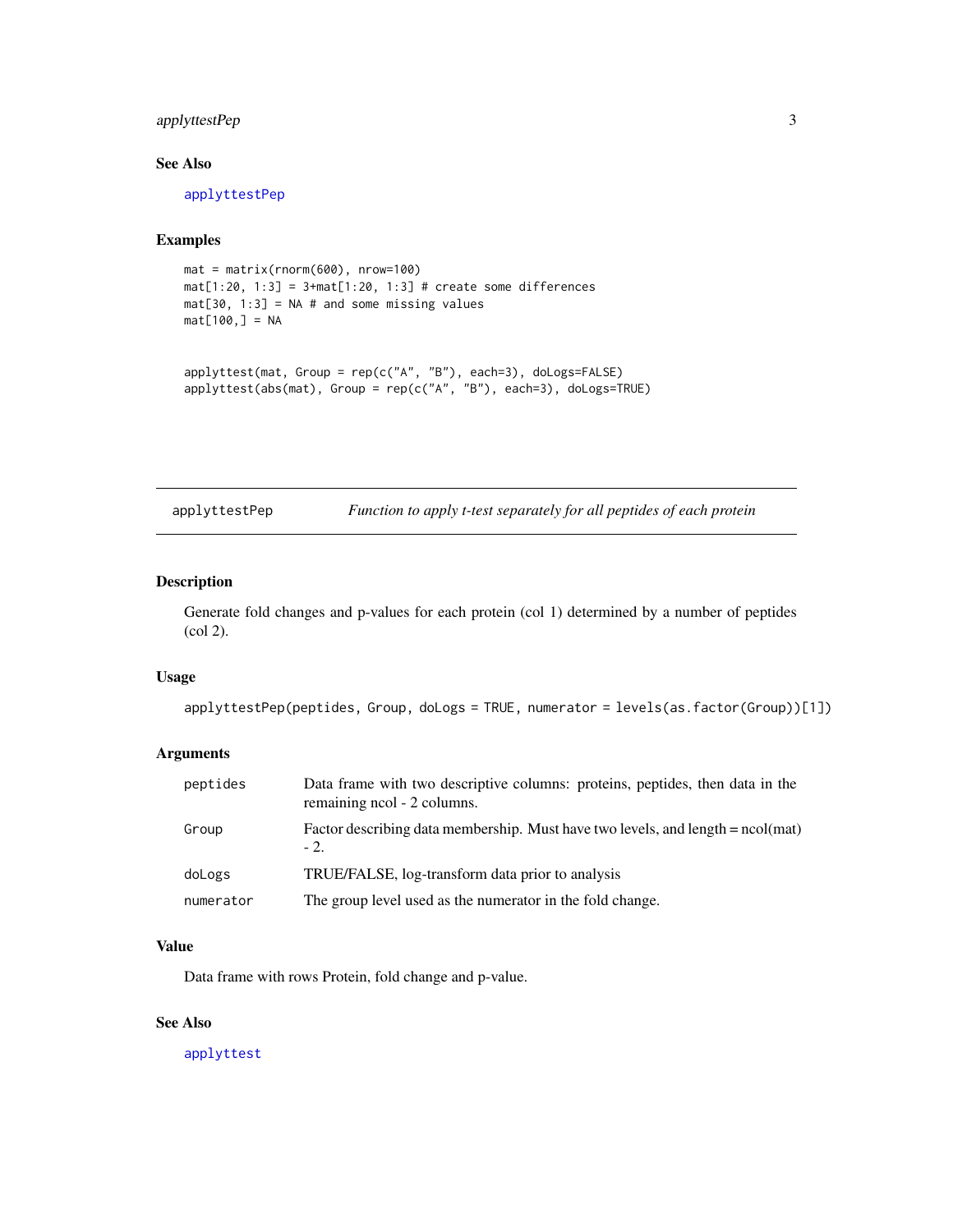### See Also

applyttestPep

### Examples

```
mat = matrix(rnorm(600), nrow=100)
mat[1:20, 1:3] = 3+mat[1:20, 1:3] # create some differences
mat[30, 1:3] = NA # and some missing values
mat[100,] = NA


applyttest(mat, Group = rep(c("A", "B"), each=3), doLogs=FALSE)
applyttest(abs(mat), Group = rep(c("A", "B"), each=3), doLogs=TRUE)
```

---

## applyttestPep — *Function to apply t-test separately for all peptides of each protein*

### Description

Generate fold changes and p-values for each protein (col 1) determined by a number of peptides (col 2).

### Usage

```
applyttestPep(peptides, Group, doLogs = TRUE, numerator = levels(as.factor(Group))[1])
```

### Arguments

| | |
|---|---|
| peptides | Data frame with two descriptive columns: proteins, peptides, then data in the remaining ncol - 2 columns. |
| Group | Factor describing data membership. Must have two levels, and length = ncol(mat) - 2. |
| doLogs | TRUE/FALSE, log-transform data prior to analysis |
| numerator | The group level used as the numerator in the fold change. |

### Value

Data frame with rows Protein, fold change and p-value.

### See Also

applyttest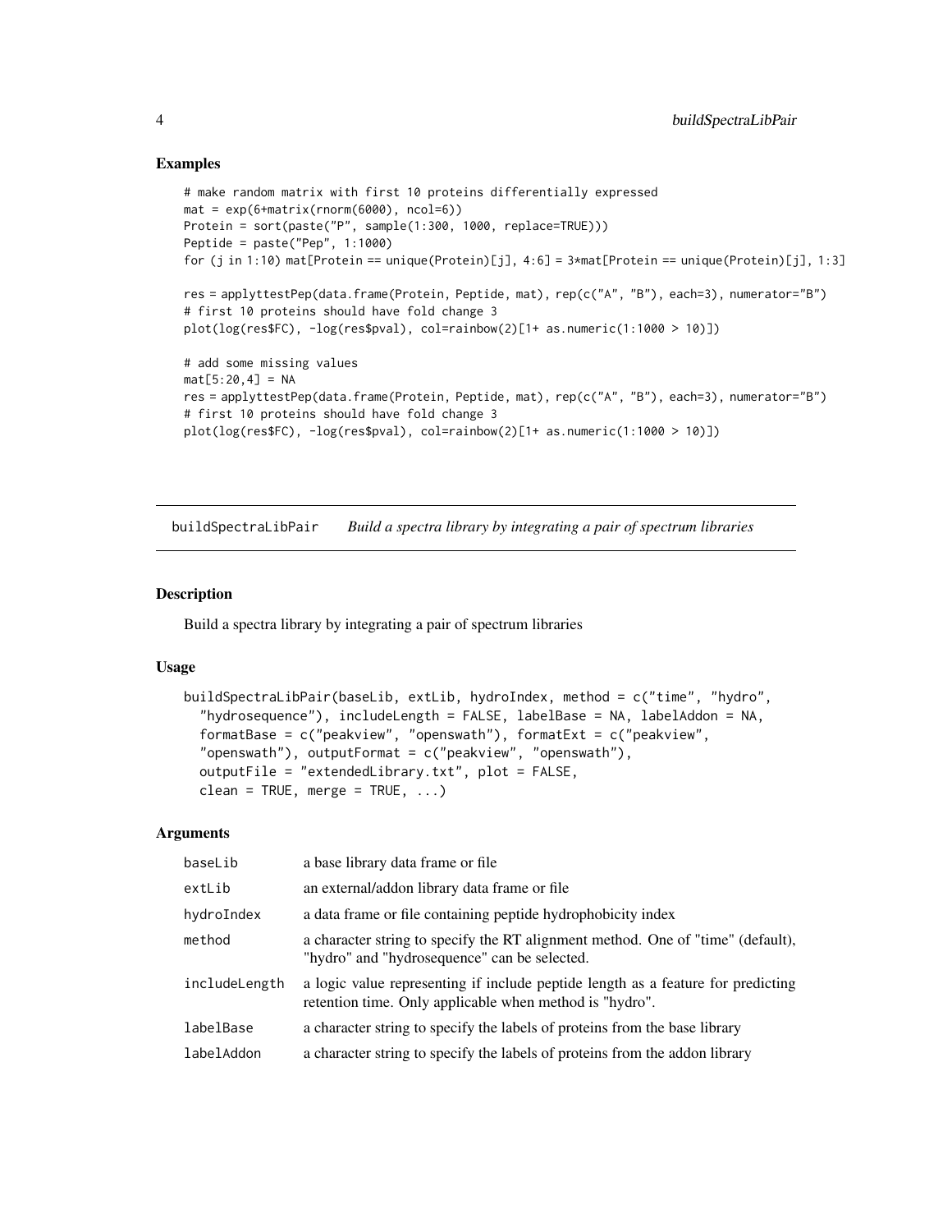## Examples

```
# make random matrix with first 10 proteins differentially expressed
mat = exp(6+matrix(rnorm(6000), ncol=6))
Protein = sort(paste("P", sample(1:300, 1000, replace=TRUE)))
Peptide = paste("Pep", 1:1000)
for (j in 1:10) mat[Protein == unique(Protein)[j], 4:6] = 3*mat[Protein == unique(Protein)[j], 1:3]

res = applyttestPep(data.frame(Protein, Peptide, mat), rep(c("A", "B"), each=3), numerator="B")
# first 10 proteins should have fold change 3
plot(log(res$FC), -log(res$pval), col=rainbow(2)[1+ as.numeric(1:1000 > 10)])

# add some missing values
mat[5:20,4] = NA
res = applyttestPep(data.frame(Protein, Peptide, mat), rep(c("A", "B"), each=3), numerator="B")
# first 10 proteins should have fold change 3
plot(log(res$FC), -log(res$pval), col=rainbow(2)[1+ as.numeric(1:1000 > 10)])
```

---

# buildSpectraLibPair — *Build a spectra library by integrating a pair of spectrum libraries*

## Description

Build a spectra library by integrating a pair of spectrum libraries

## Usage

```
buildSpectraLibPair(baseLib, extLib, hydroIndex, method = c("time", "hydro",
  "hydrosequence"), includeLength = FALSE, labelBase = NA, labelAddon = NA,
  formatBase = c("peakview", "openswath"), formatExt = c("peakview",
  "openswath"), outputFormat = c("peakview", "openswath"),
  outputFile = "extendedLibrary.txt", plot = FALSE,
  clean = TRUE, merge = TRUE, ...)
```

## Arguments

| | |
|---|---|
| baseLib | a base library data frame or file |
| extLib | an external/addon library data frame or file |
| hydroIndex | a data frame or file containing peptide hydrophobicity index |
| method | a character string to specify the RT alignment method. One of "time" (default), "hydro" and "hydrosequence" can be selected. |
| includeLength | a logic value representing if include peptide length as a feature for predicting retention time. Only applicable when method is "hydro". |
| labelBase | a character string to specify the labels of proteins from the base library |
| labelAddon | a character string to specify the labels of proteins from the addon library |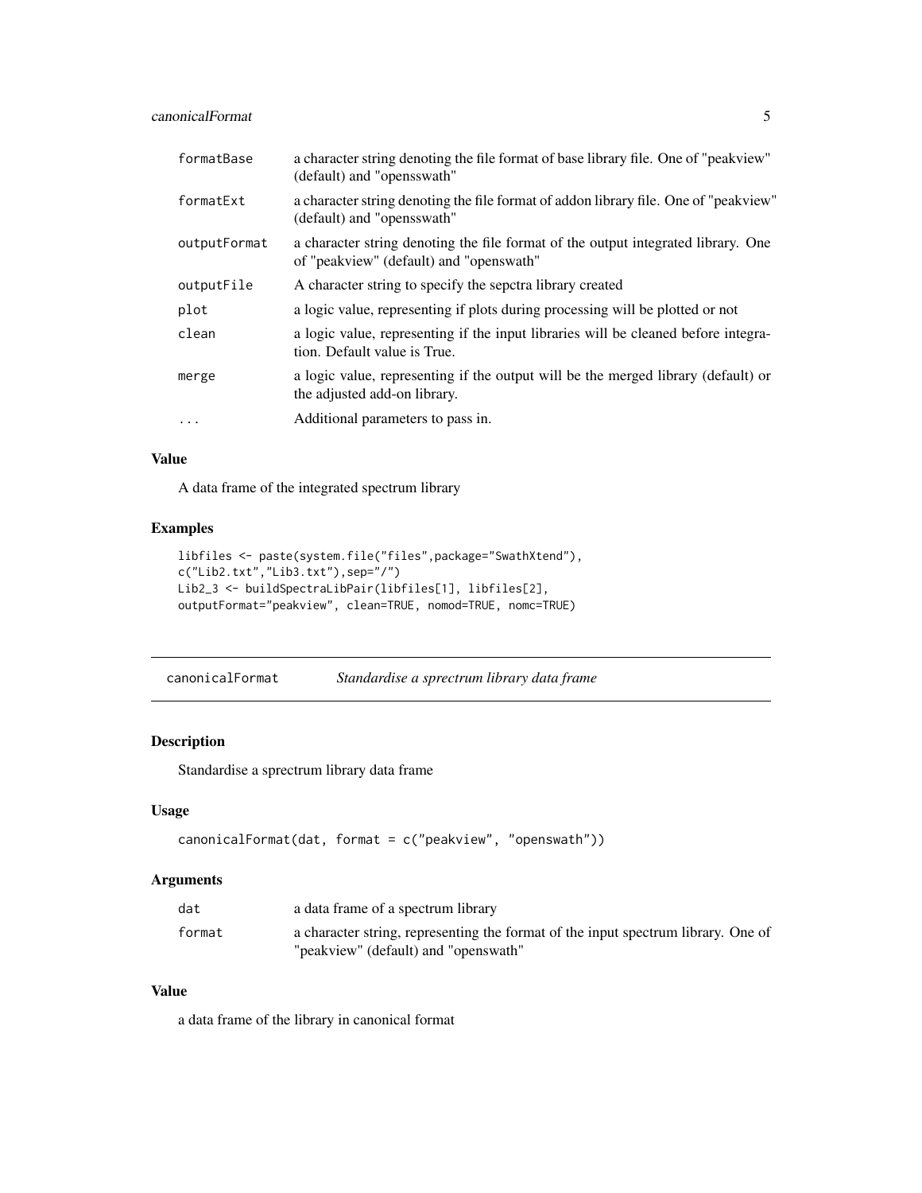| | |
|---|---|
| formatBase | a character string denoting the file format of base library file. One of "peakview" (default) and "openswath" |
| formatExt | a character string denoting the file format of addon library file. One of "peakview" (default) and "openswath" |
| outputFormat | a character string denoting the file format of the output integrated library. One of "peakview" (default) and "openswath" |
| outputFile | A character string to specify the sepctra library created |
| plot | a logic value, representing if plots during processing will be plotted or not |
| clean | a logic value, representing if the input libraries will be cleaned before integration. Default value is True. |
| merge | a logic value, representing if the output will be the merged library (default) or the adjusted add-on library. |
| ... | Additional parameters to pass in. |

### Value

A data frame of the integrated spectrum library

### Examples

```
libfiles <- paste(system.file("files",package="SwathXtend"),
c("Lib2.txt","Lib3.txt"),sep="/")
Lib2_3 <- buildSpectraLibPair(libfiles[1], libfiles[2],
outputFormat="peakview", clean=TRUE, nomod=TRUE, nomc=TRUE)
```

---

## canonicalFormat *Standardise a sprectrum library data frame*

### Description

Standardise a sprectrum library data frame

### Usage

```
canonicalFormat(dat, format = c("peakview", "openswath"))
```

### Arguments

| | |
|---|---|
| dat | a data frame of a spectrum library |
| format | a character string, representing the format of the input spectrum library. One of "peakview" (default) and "openswath" |

### Value

a data frame of the library in canonical format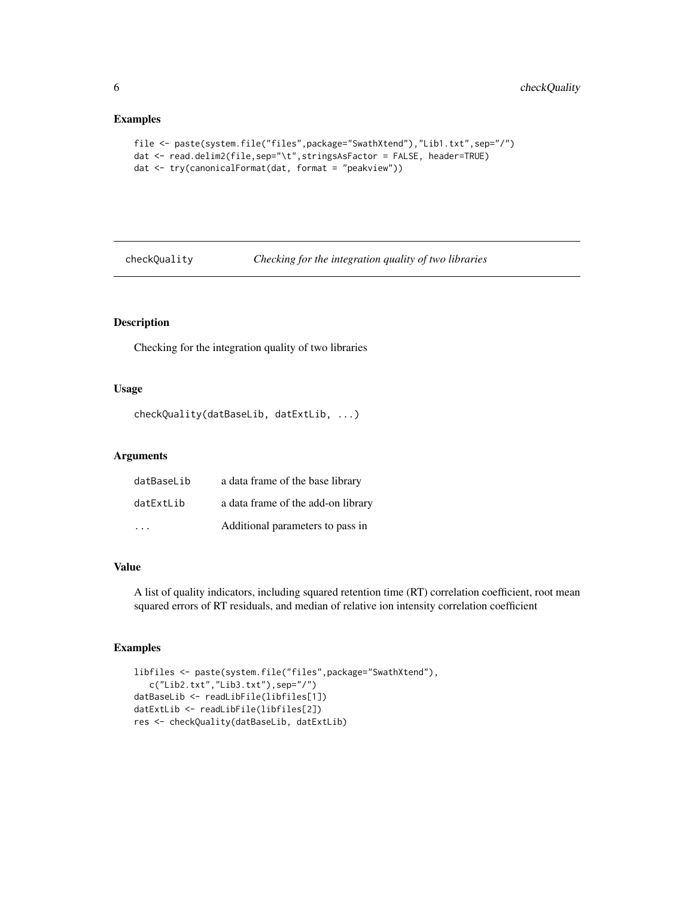## Examples

```
file <- paste(system.file("files",package="SwathXtend"),"Lib1.txt",sep="/")
dat <- read.delim2(file,sep="\t",stringsAsFactor = FALSE, header=TRUE)
dat <- try(canonicalFormat(dat, format = "peakview"))
```

---

# checkQuality *Checking for the integration quality of two libraries*

---

## Description

Checking for the integration quality of two libraries

## Usage

```
checkQuality(datBaseLib, datExtLib, ...)
```

## Arguments

| | |
|---|---|
| datBaseLib | a data frame of the base library |
| datExtLib | a data frame of the add-on library |
| ... | Additional parameters to pass in |

## Value

A list of quality indicators, including squared retention time (RT) correlation coefficient, root mean squared errors of RT residuals, and median of relative ion intensity correlation coefficient

## Examples

```
libfiles <- paste(system.file("files",package="SwathXtend"),
   c("Lib2.txt","Lib3.txt"),sep="/")
datBaseLib <- readLibFile(libfiles[1])
datExtLib <- readLibFile(libfiles[2])
res <- checkQuality(datBaseLib, datExtLib)
```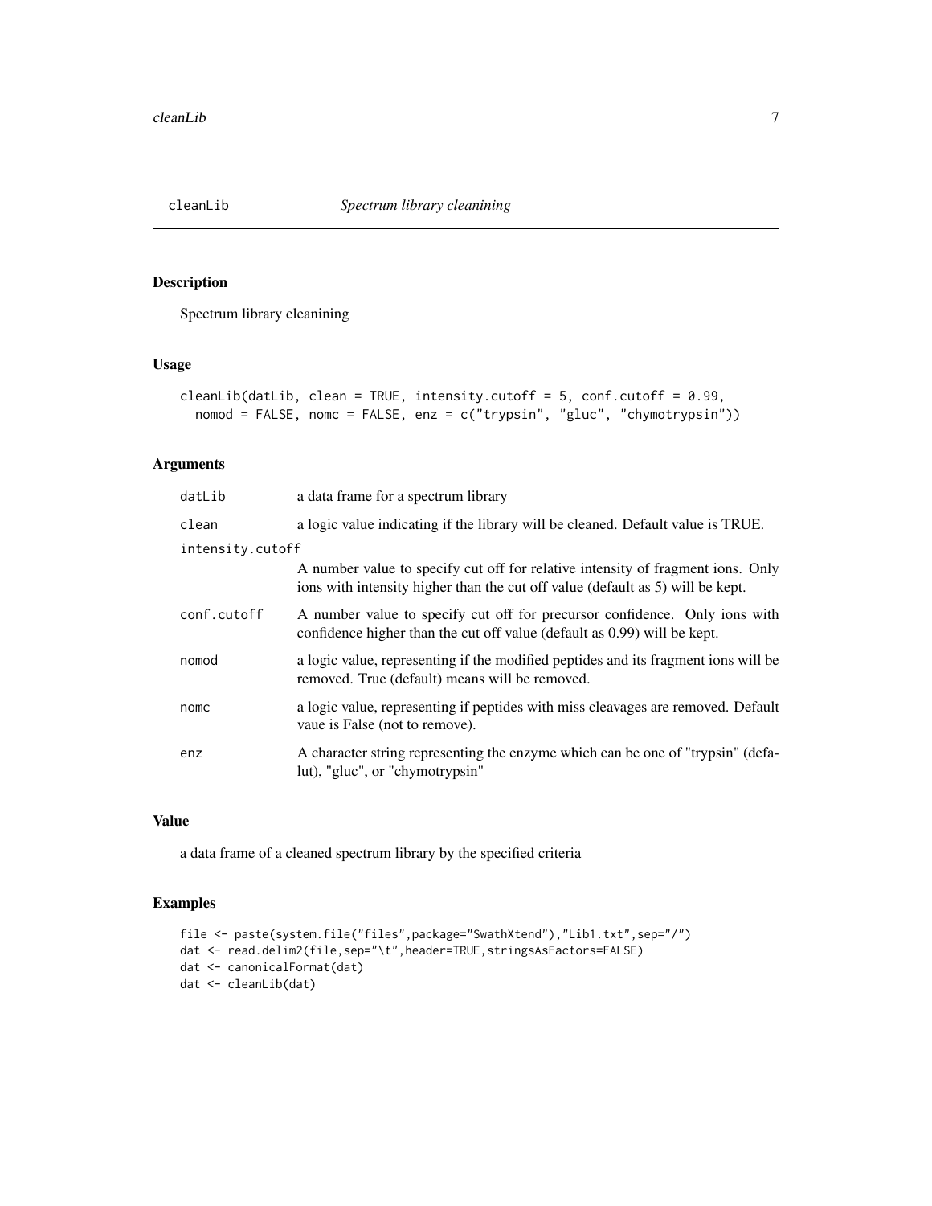# cleanLib

*Spectrum library cleanining*

## Description

Spectrum library cleanining

## Usage

```
cleanLib(datLib, clean = TRUE, intensity.cutoff = 5, conf.cutoff = 0.99,
  nomod = FALSE, nomc = FALSE, enz = c("trypsin", "gluc", "chymotrypsin"))
```

## Arguments

| Argument | Description |
|---|---|
| `datLib` | a data frame for a spectrum library |
| `clean` | a logic value indicating if the library will be cleaned. Default value is TRUE. |
| `intensity.cutoff` | A number value to specify cut off for relative intensity of fragment ions. Only ions with intensity higher than the cut off value (default as 5) will be kept. |
| `conf.cutoff` | A number value to specify cut off for precursor confidence. Only ions with confidence higher than the cut off value (default as 0.99) will be kept. |
| `nomod` | a logic value, representing if the modified peptides and its fragment ions will be removed. True (default) means will be removed. |
| `nomc` | a logic value, representing if peptides with miss cleavages are removed. Default vaue is False (not to remove). |
| `enz` | A character string representing the enzyme which can be one of "trypsin" (defalut), "gluc", or "chymotrypsin" |

## Value

a data frame of a cleaned spectrum library by the specified criteria

## Examples

```
file <- paste(system.file("files",package="SwathXtend"),"Lib1.txt",sep="/")
dat <- read.delim2(file,sep="\t",header=TRUE,stringsAsFactors=FALSE)
dat <- canonicalFormat(dat)
dat <- cleanLib(dat)
```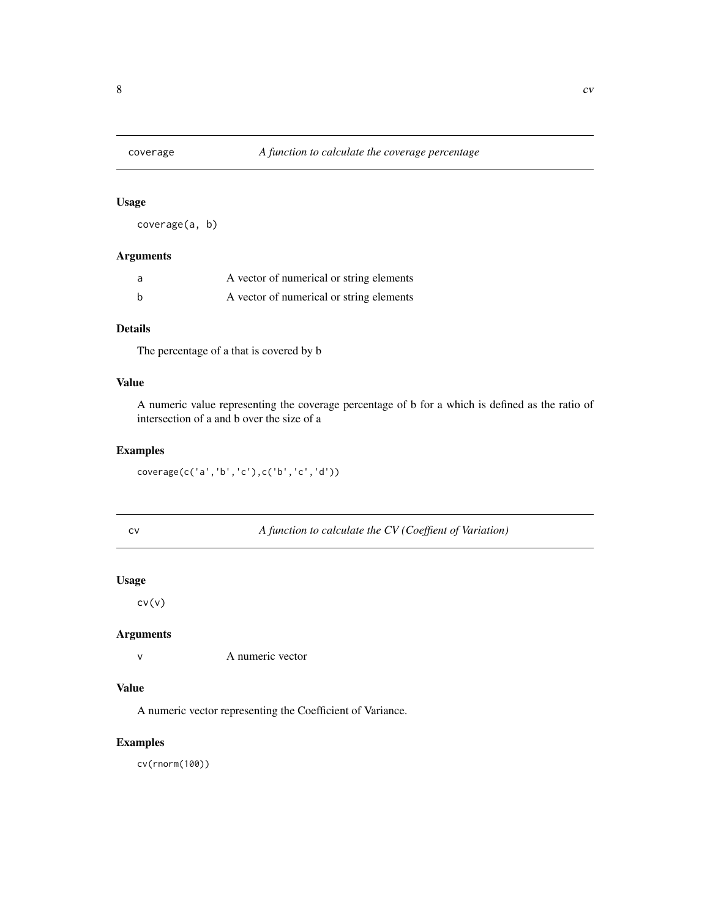## coverage — *A function to calculate the coverage percentage*

### Usage

```
coverage(a, b)
```

### Arguments

| | |
|---|---|
| a | A vector of numerical or string elements |
| b | A vector of numerical or string elements |

### Details

The percentage of a that is covered by b

### Value

A numeric value representing the coverage percentage of b for a which is defined as the ratio of intersection of a and b over the size of a

### Examples

```
coverage(c('a','b','c'),c('b','c','d'))
```

## cv — *A function to calculate the CV (Coeffient of Variation)*

### Usage

```
cv(v)
```

### Arguments

| | |
|---|---|
| v | A numeric vector |

### Value

A numeric vector representing the Coefficient of Variance.

### Examples

```
cv(rnorm(100))
```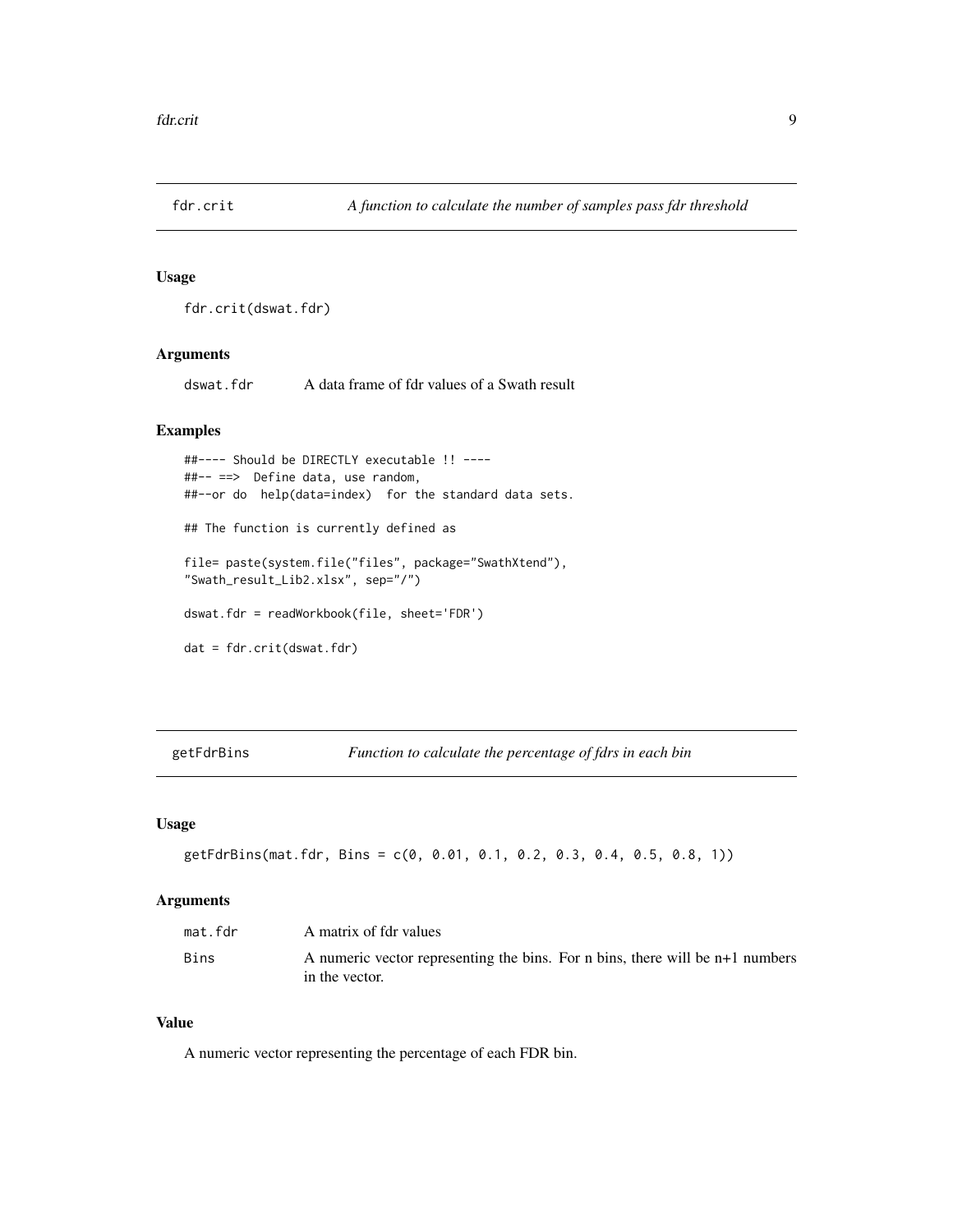## fdr.crit — *A function to calculate the number of samples pass fdr threshold*

### Usage

```
fdr.crit(dswat.fdr)
```

### Arguments

| | |
|---|---|
| dswat.fdr | A data frame of fdr values of a Swath result |

### Examples

```
##---- Should be DIRECTLY executable !! ----
##-- ==>  Define data, use random,
##--or do  help(data=index)  for the standard data sets.

## The function is currently defined as

file= paste(system.file("files", package="SwathXtend"),
"Swath_result_Lib2.xlsx", sep="/")

dswat.fdr = readWorkbook(file, sheet='FDR')

dat = fdr.crit(dswat.fdr)
```

## getFdrBins — *Function to calculate the percentage of fdrs in each bin*

### Usage

```
getFdrBins(mat.fdr, Bins = c(0, 0.01, 0.1, 0.2, 0.3, 0.4, 0.5, 0.8, 1))
```

### Arguments

| | |
|---|---|
| mat.fdr | A matrix of fdr values |
| Bins | A numeric vector representing the bins. For n bins, there will be n+1 numbers in the vector. |

### Value

A numeric vector representing the percentage of each FDR bin.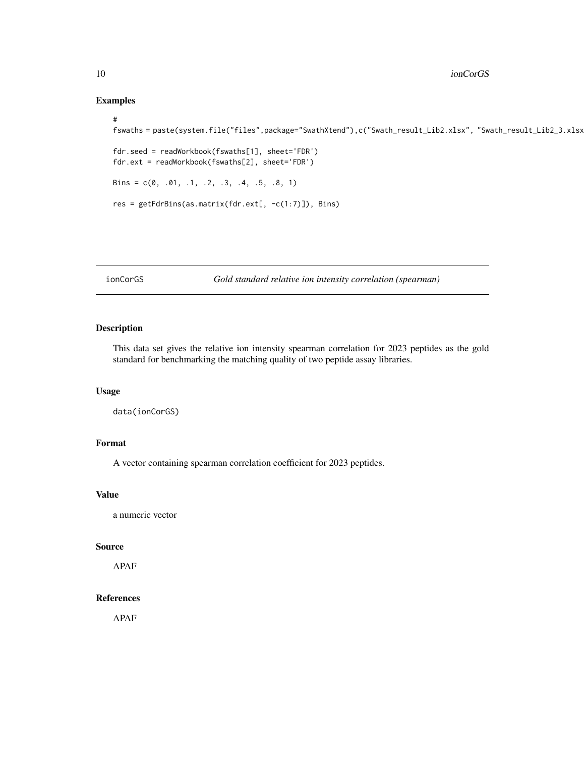### Examples

```
#
fswaths = paste(system.file("files",package="SwathXtend"),c("Swath_result_Lib2.xlsx", "Swath_result_Lib2_3.xlsx

fdr.seed = readWorkbook(fswaths[1], sheet='FDR')
fdr.ext = readWorkbook(fswaths[2], sheet='FDR')

Bins = c(0, .01, .1, .2, .3, .4, .5, .8, 1)

res = getFdrBins(as.matrix(fdr.ext[, -c(1:7)]), Bins)
```

---

## ionCorGS — *Gold standard relative ion intensity correlation (spearman)*

---

### Description

This data set gives the relative ion intensity spearman correlation for 2023 peptides as the gold standard for benchmarking the matching quality of two peptide assay libraries.

### Usage

```
data(ionCorGS)
```

### Format

A vector containing spearman correlation coefficient for 2023 peptides.

### Value

a numeric vector

### Source

APAF

### References

APAF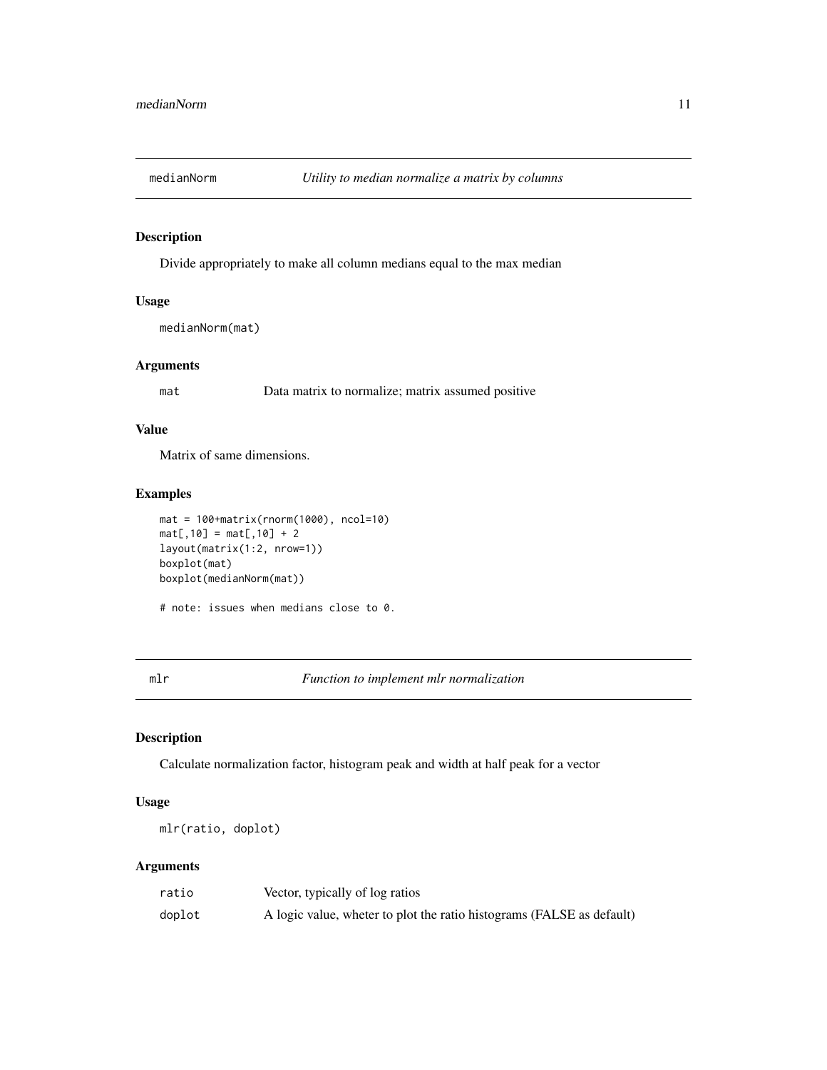## medianNorm *Utility to median normalize a matrix by columns*

### Description

Divide appropriately to make all column medians equal to the max median

### Usage

```
medianNorm(mat)
```

### Arguments

| | |
|---|---|
| mat | Data matrix to normalize; matrix assumed positive |

### Value

Matrix of same dimensions.

### Examples

```
mat = 100+matrix(rnorm(1000), ncol=10)
mat[,10] = mat[,10] + 2
layout(matrix(1:2, nrow=1))
boxplot(mat)
boxplot(medianNorm(mat))

# note: issues when medians close to 0.
```

## mlr *Function to implement mlr normalization*

### Description

Calculate normalization factor, histogram peak and width at half peak for a vector

### Usage

```
mlr(ratio, doplot)
```

### Arguments

| | |
|---|---|
| ratio | Vector, typically of log ratios |
| doplot | A logic value, wheter to plot the ratio histograms (FALSE as default) |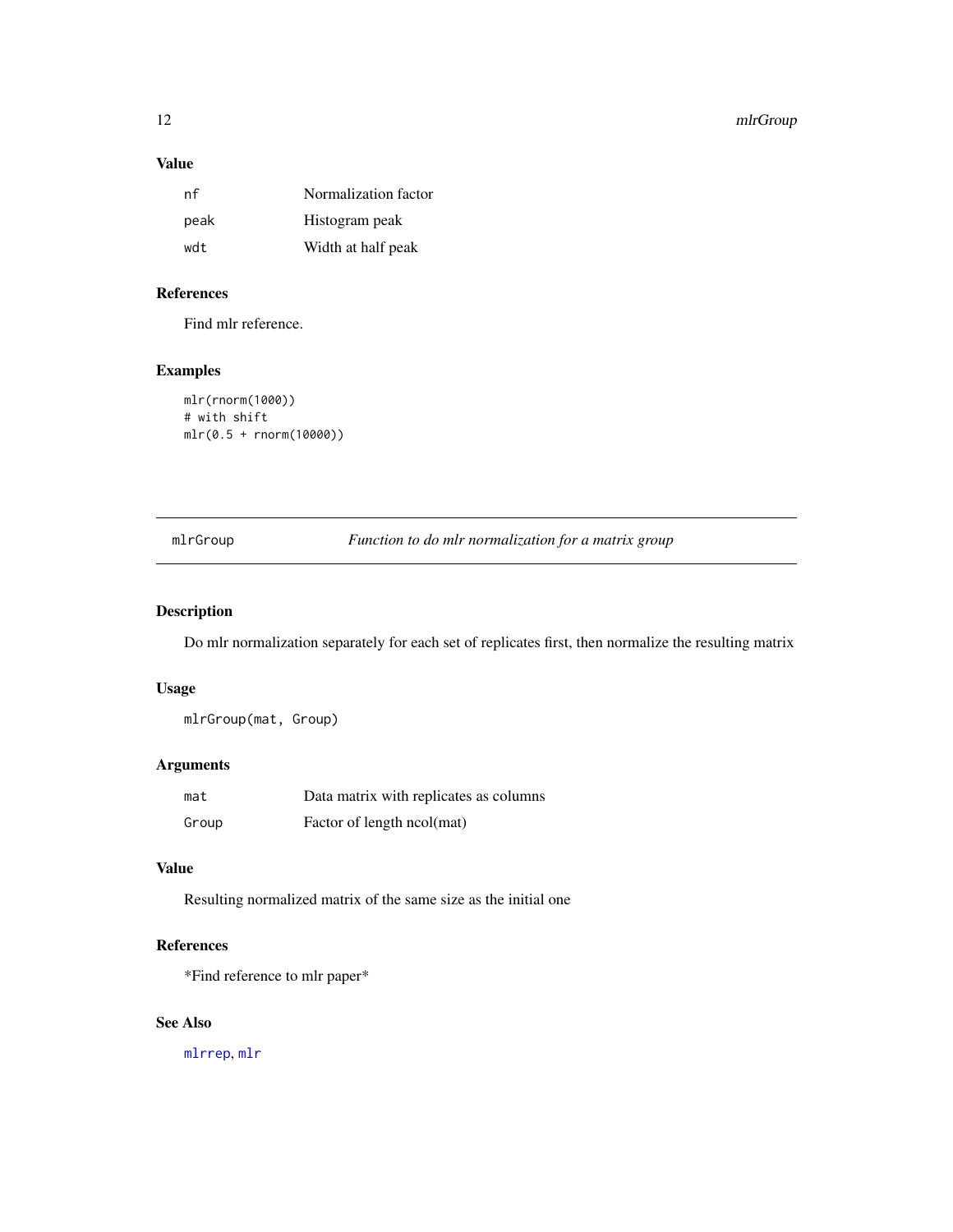## Value

| | |
|---|---|
| nf | Normalization factor |
| peak | Histogram peak |
| wdt | Width at half peak |

## References

Find mlr reference.

## Examples

```
mlr(rnorm(1000))
# with shift
mlr(0.5 + rnorm(10000))
```

---

# mlrGroup *Function to do mlr normalization for a matrix group*

## Description

Do mlr normalization separately for each set of replicates first, then normalize the resulting matrix

## Usage

```
mlrGroup(mat, Group)
```

## Arguments

| | |
|---|---|
| mat | Data matrix with replicates as columns |
| Group | Factor of length ncol(mat) |

## Value

Resulting normalized matrix of the same size as the initial one

## References

*Find reference to mlr paper*

## See Also

mlrrep, mlr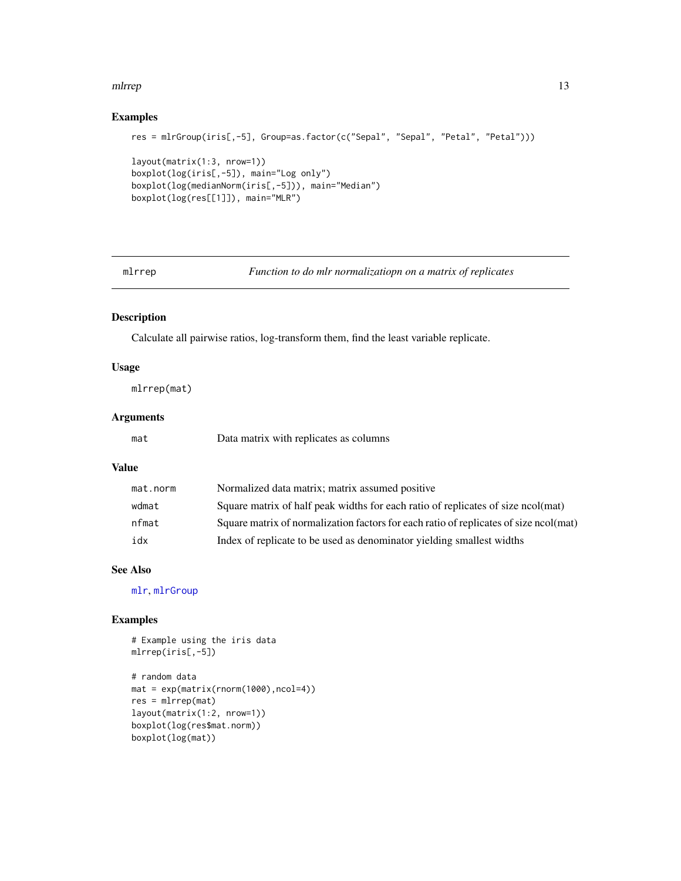## Examples

```
res = mlrGroup(iris[,-5], Group=as.factor(c("Sepal", "Sepal", "Petal", "Petal")))

layout(matrix(1:3, nrow=1))
boxplot(log(iris[,-5]), main="Log only")
boxplot(log(medianNorm(iris[,-5])), main="Median")
boxplot(log(res[[1]]), main="MLR")
```

---

# mlrrep — *Function to do mlr normalizatiopn on a matrix of replicates*

---

## Description

Calculate all pairwise ratios, log-transform them, find the least variable replicate.

## Usage

```
mlrrep(mat)
```

## Arguments

| | |
|---|---|
| `mat` | Data matrix with replicates as columns |

## Value

| | |
|---|---|
| `mat.norm` | Normalized data matrix; matrix assumed positive |
| `wdmat` | Square matrix of half peak widths for each ratio of replicates of size ncol(mat) |
| `nfmat` | Square matrix of normalization factors for each ratio of replicates of size ncol(mat) |
| `idx` | Index of replicate to be used as denominator yielding smallest widths |

## See Also

mlr, mlrGroup

## Examples

```
# Example using the iris data
mlrrep(iris[,-5])

# random data
mat = exp(matrix(rnorm(1000),ncol=4))
res = mlrrep(mat)
layout(matrix(1:2, nrow=1))
boxplot(log(res$mat.norm))
boxplot(log(mat))
```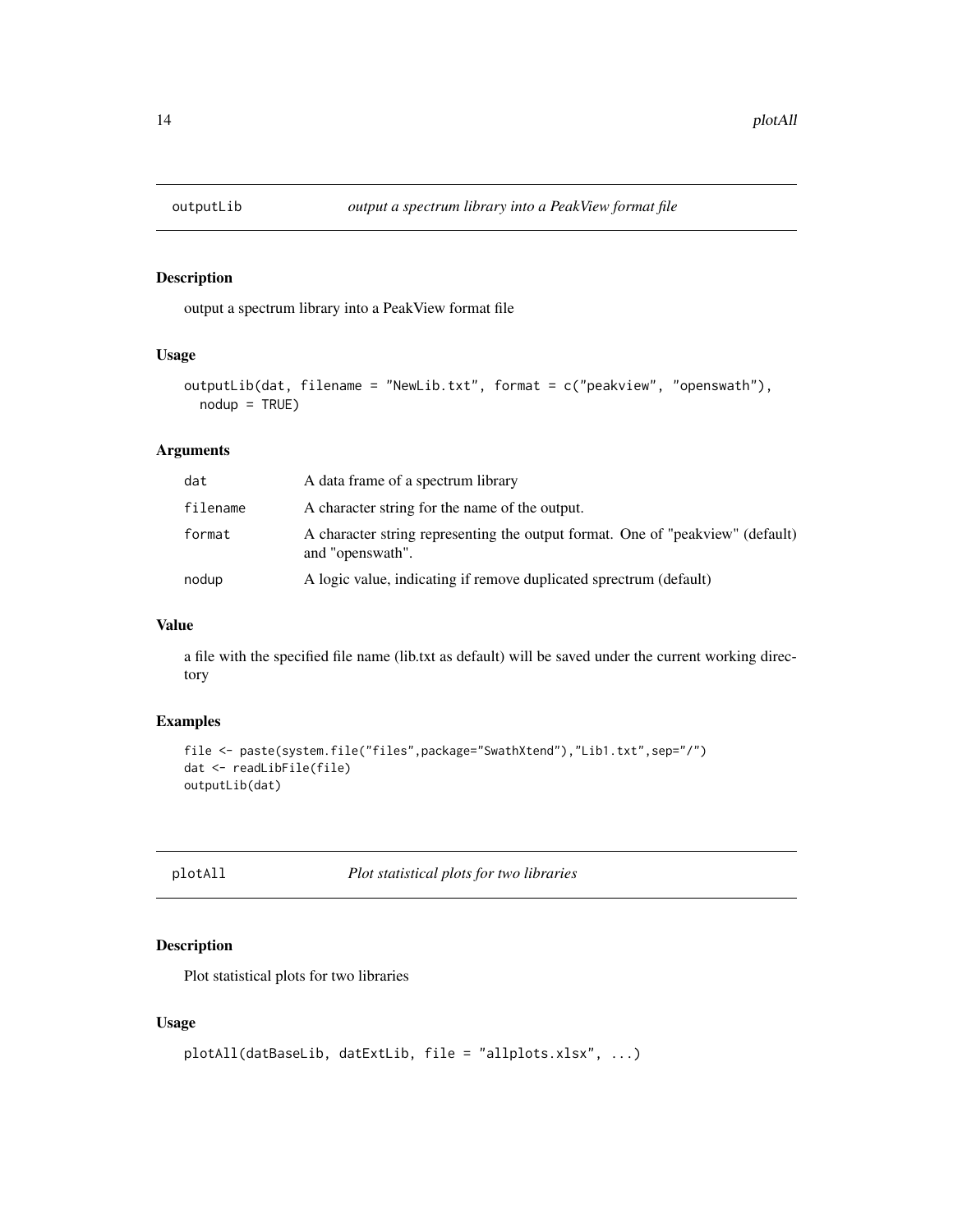## outputLib *output a spectrum library into a PeakView format file*

### Description

output a spectrum library into a PeakView format file

### Usage

```
outputLib(dat, filename = "NewLib.txt", format = c("peakview", "openswath"),
  nodup = TRUE)
```

### Arguments

| | |
|---|---|
| dat | A data frame of a spectrum library |
| filename | A character string for the name of the output. |
| format | A character string representing the output format. One of "peakview" (default) and "openswath". |
| nodup | A logic value, indicating if remove duplicated sprectrum (default) |

### Value

a file with the specified file name (lib.txt as default) will be saved under the current working directory

### Examples

```
file <- paste(system.file("files",package="SwathXtend"),"Lib1.txt",sep="/")
dat <- readLibFile(file)
outputLib(dat)
```

## plotAll *Plot statistical plots for two libraries*

### Description

Plot statistical plots for two libraries

### Usage

```
plotAll(datBaseLib, datExtLib, file = "allplots.xlsx", ...)
```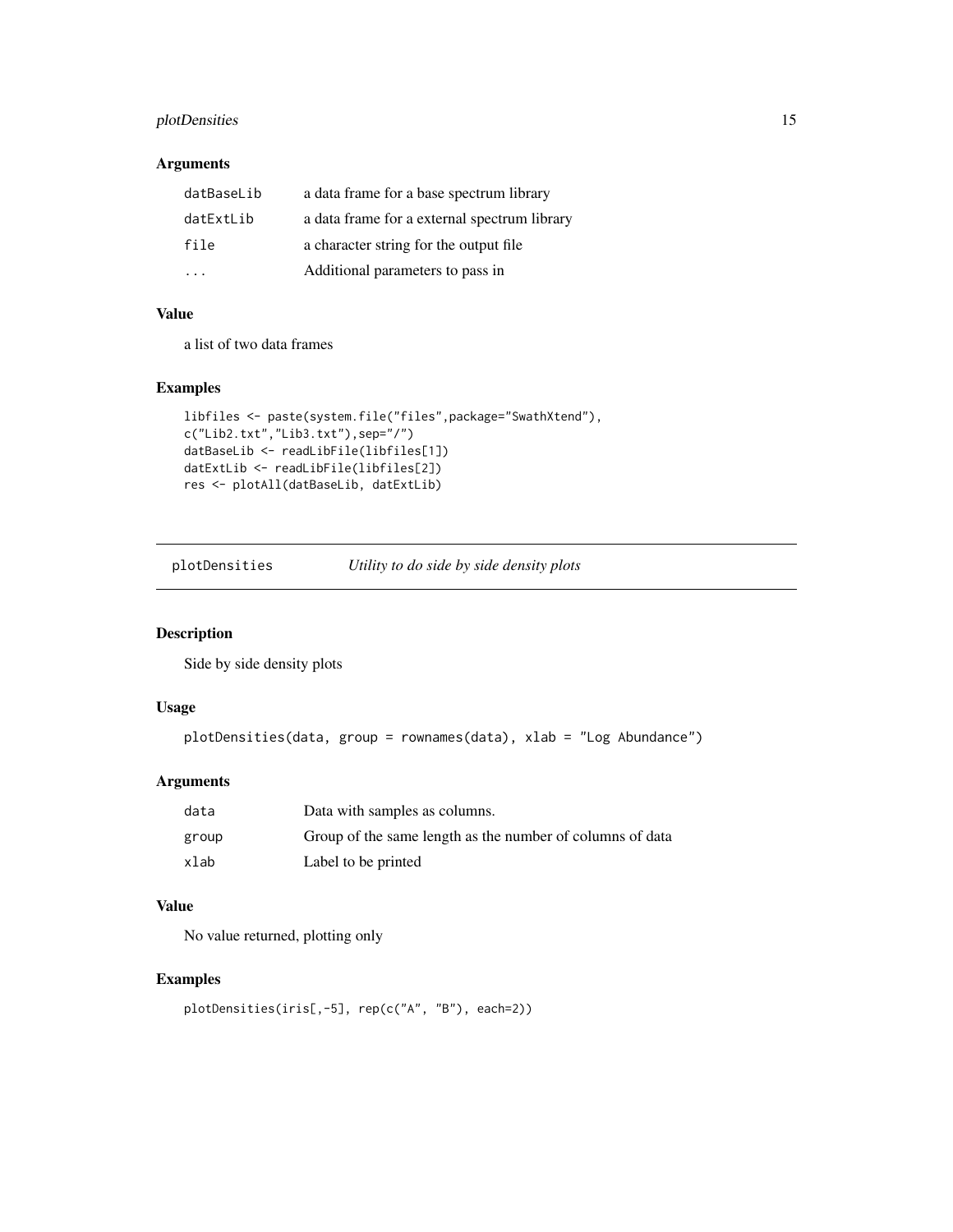### Arguments

| | |
|---|---|
| datBaseLib | a data frame for a base spectrum library |
| datExtLib | a data frame for a external spectrum library |
| file | a character string for the output file |
| ... | Additional parameters to pass in |

### Value

a list of two data frames

### Examples

```
libfiles <- paste(system.file("files",package="SwathXtend"),
c("Lib2.txt","Lib3.txt"),sep="/")
datBaseLib <- readLibFile(libfiles[1])
datExtLib <- readLibFile(libfiles[2])
res <- plotAll(datBaseLib, datExtLib)
```

---

## plotDensities *Utility to do side by side density plots*

### Description

Side by side density plots

### Usage

```
plotDensities(data, group = rownames(data), xlab = "Log Abundance")
```

### Arguments

| | |
|---|---|
| data | Data with samples as columns. |
| group | Group of the same length as the number of columns of data |
| xlab | Label to be printed |

### Value

No value returned, plotting only

### Examples

```
plotDensities(iris[,-5], rep(c("A", "B"), each=2))
```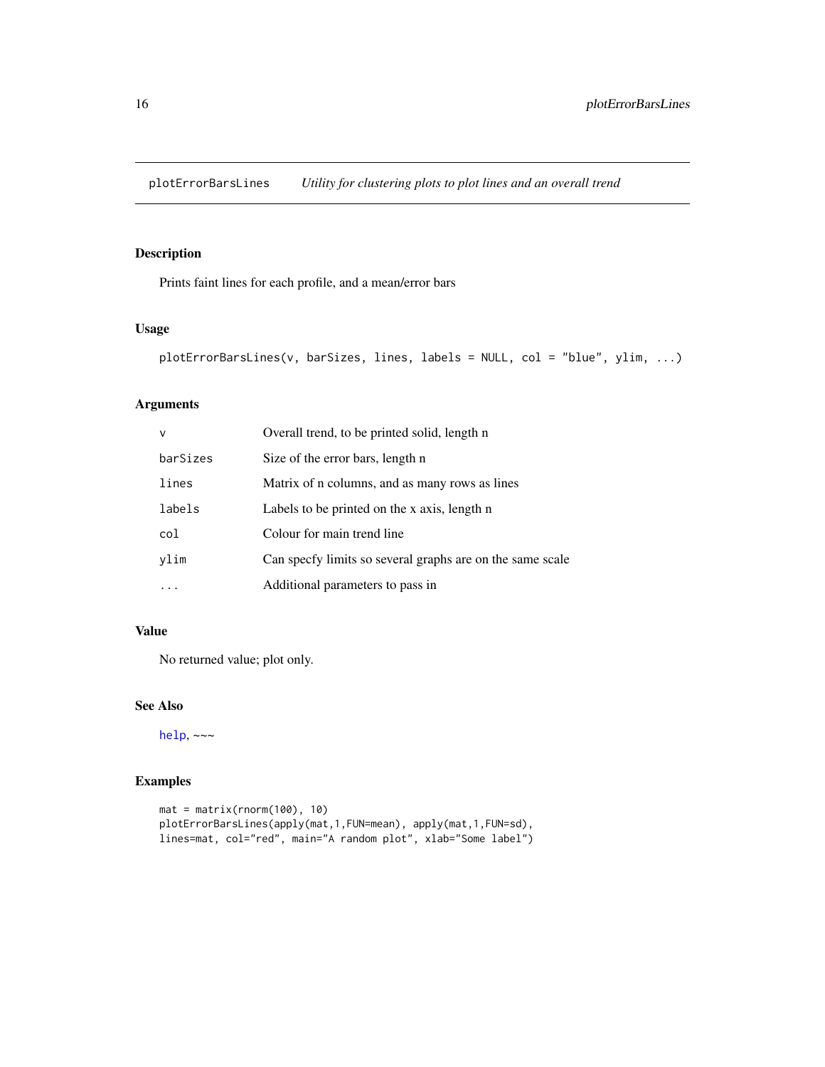## plotErrorBarsLines — *Utility for clustering plots to plot lines and an overall trend*

### Description

Prints faint lines for each profile, and a mean/error bars

### Usage

```
plotErrorBarsLines(v, barSizes, lines, labels = NULL, col = "blue", ylim, ...)
```

### Arguments

| | |
|---|---|
| `v` | Overall trend, to be printed solid, length n |
| `barSizes` | Size of the error bars, length n |
| `lines` | Matrix of n columns, and as many rows as lines |
| `labels` | Labels to be printed on the x axis, length n |
| `col` | Colour for main trend line |
| `ylim` | Can specfy limits so several graphs are on the same scale |
| `...` | Additional parameters to pass in |

### Value

No returned value; plot only.

### See Also

`help`, ~~~

### Examples

```
mat = matrix(rnorm(100), 10)
plotErrorBarsLines(apply(mat,1,FUN=mean), apply(mat,1,FUN=sd),
lines=mat, col="red", main="A random plot", xlab="Some label")
```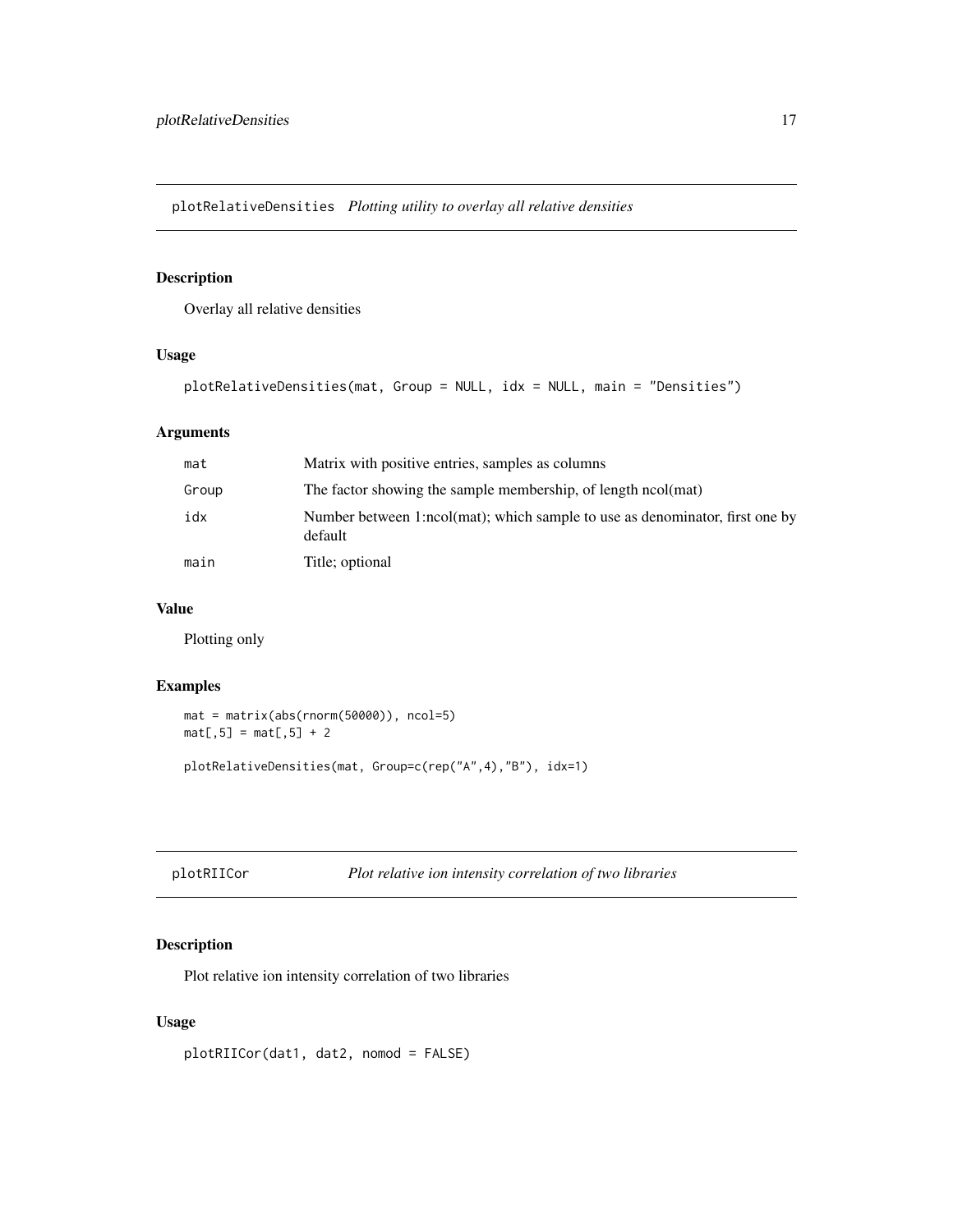## plotRelativeDensities *Plotting utility to overlay all relative densities*

### Description

Overlay all relative densities

### Usage

```
plotRelativeDensities(mat, Group = NULL, idx = NULL, main = "Densities")
```

### Arguments

| | |
|---|---|
| mat | Matrix with positive entries, samples as columns |
| Group | The factor showing the sample membership, of length ncol(mat) |
| idx | Number between 1:ncol(mat); which sample to use as denominator, first one by default |
| main | Title; optional |

### Value

Plotting only

### Examples

```
mat = matrix(abs(rnorm(50000)), ncol=5)
mat[,5] = mat[,5] + 2

plotRelativeDensities(mat, Group=c(rep("A",4),"B"), idx=1)
```

## plotRIICor *Plot relative ion intensity correlation of two libraries*

### Description

Plot relative ion intensity correlation of two libraries

### Usage

```
plotRIICor(dat1, dat2, nomod = FALSE)
```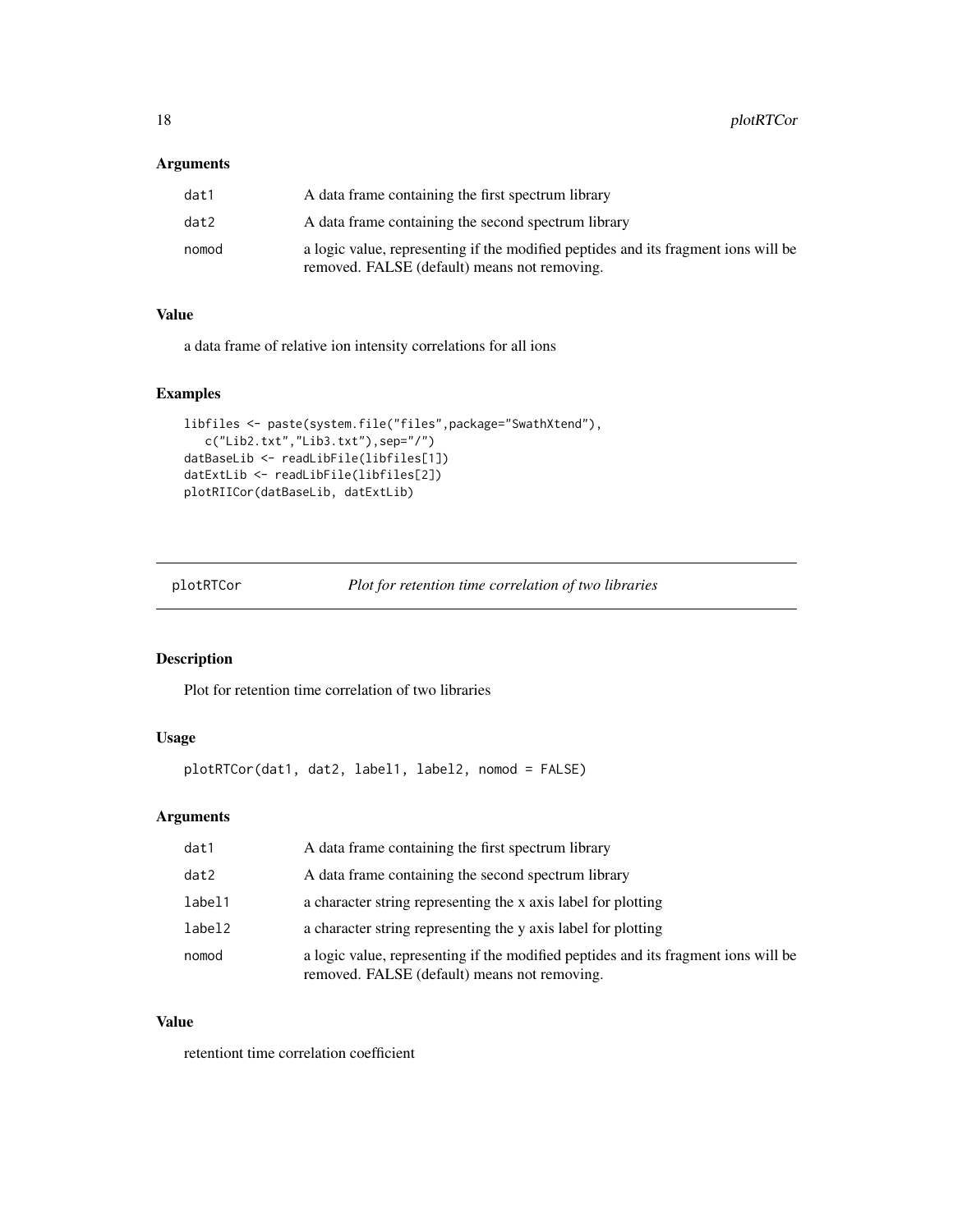### Arguments

| | |
|---|---|
| dat1 | A data frame containing the first spectrum library |
| dat2 | A data frame containing the second spectrum library |
| nomod | a logic value, representing if the modified peptides and its fragment ions will be removed. FALSE (default) means not removing. |

### Value

a data frame of relative ion intensity correlations for all ions

### Examples

```
libfiles <- paste(system.file("files",package="SwathXtend"),
   c("Lib2.txt","Lib3.txt"),sep="/")
datBaseLib <- readLibFile(libfiles[1])
datExtLib <- readLibFile(libfiles[2])
plotRIICor(datBaseLib, datExtLib)
```

---

## plotRTCor    *Plot for retention time correlation of two libraries*

---

### Description

Plot for retention time correlation of two libraries

### Usage

```
plotRTCor(dat1, dat2, label1, label2, nomod = FALSE)
```

### Arguments

| | |
|---|---|
| dat1 | A data frame containing the first spectrum library |
| dat2 | A data frame containing the second spectrum library |
| label1 | a character string representing the x axis label for plotting |
| label2 | a character string representing the y axis label for plotting |
| nomod | a logic value, representing if the modified peptides and its fragment ions will be removed. FALSE (default) means not removing. |

### Value

retentiont time correlation coefficient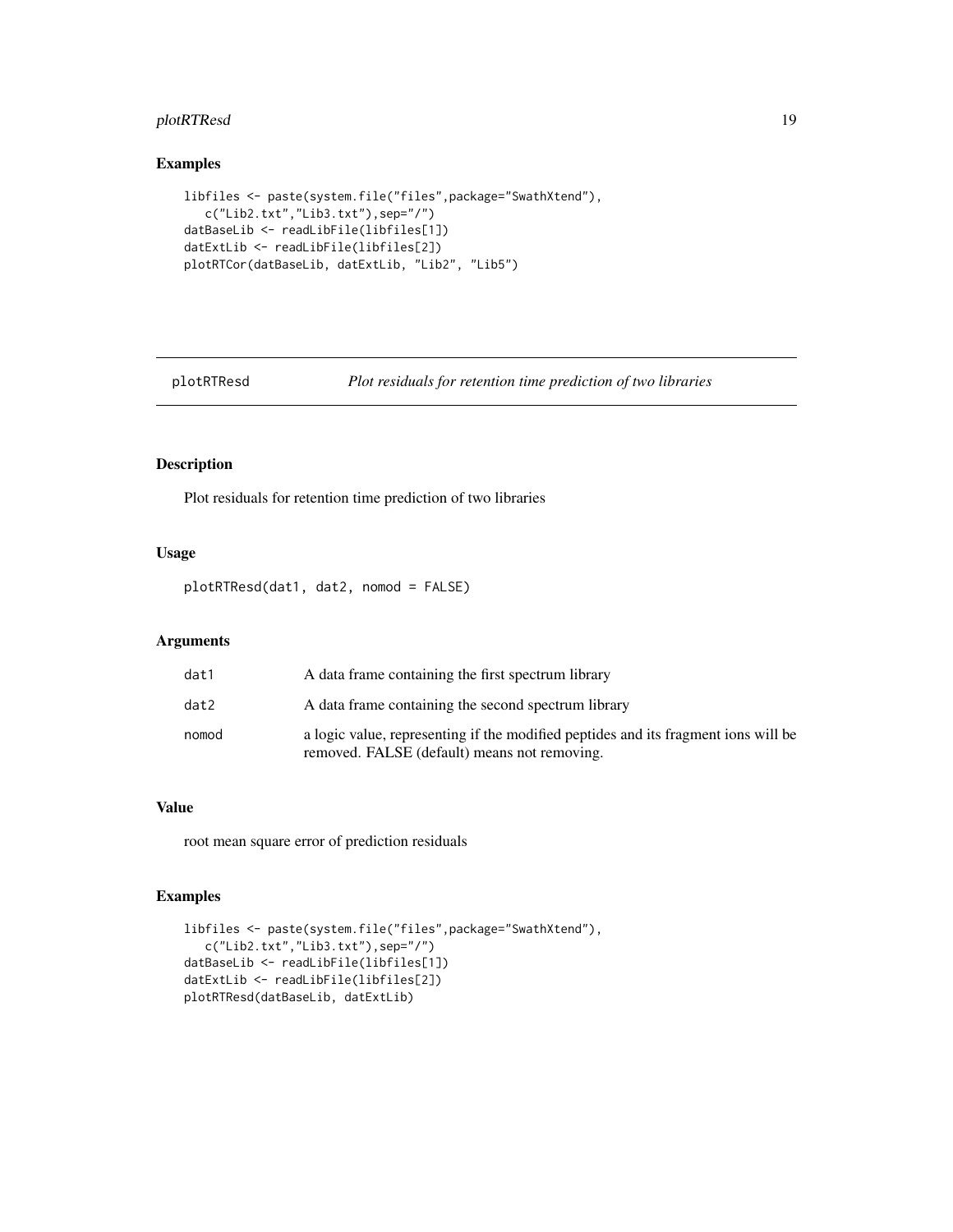## Examples

```
libfiles <- paste(system.file("files",package="SwathXtend"),
   c("Lib2.txt","Lib3.txt"),sep="/")
datBaseLib <- readLibFile(libfiles[1])
datExtLib <- readLibFile(libfiles[2])
plotRTCor(datBaseLib, datExtLib, "Lib2", "Lib5")
```

---

`plotRTResd` *Plot residuals for retention time prediction of two libraries*

---

## Description

Plot residuals for retention time prediction of two libraries

## Usage

```
plotRTResd(dat1, dat2, nomod = FALSE)
```

## Arguments

| | |
|---|---|
| dat1 | A data frame containing the first spectrum library |
| dat2 | A data frame containing the second spectrum library |
| nomod | a logic value, representing if the modified peptides and its fragment ions will be removed. FALSE (default) means not removing. |

## Value

root mean square error of prediction residuals

## Examples

```
libfiles <- paste(system.file("files",package="SwathXtend"),
   c("Lib2.txt","Lib3.txt"),sep="/")
datBaseLib <- readLibFile(libfiles[1])
datExtLib <- readLibFile(libfiles[2])
plotRTResd(datBaseLib, datExtLib)
```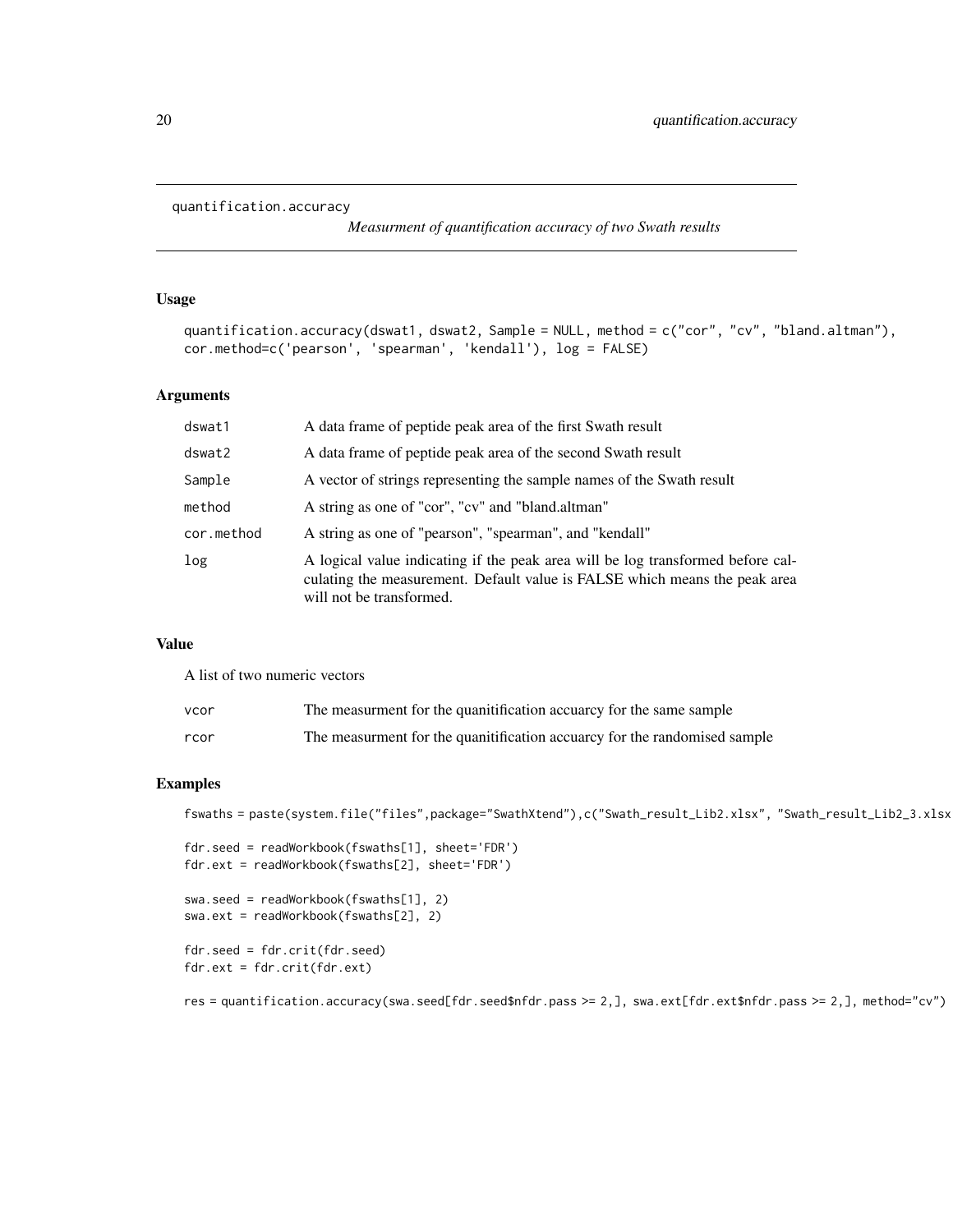## quantification.accuracy

*Measurment of quantification accuracy of two Swath results*

### Usage

```
quantification.accuracy(dswat1, dswat2, Sample = NULL, method = c("cor", "cv", "bland.altman"),
cor.method=c('pearson', 'spearman', 'kendall'), log = FALSE)
```

### Arguments

| | |
|---|---|
| dswat1 | A data frame of peptide peak area of the first Swath result |
| dswat2 | A data frame of peptide peak area of the second Swath result |
| Sample | A vector of strings representing the sample names of the Swath result |
| method | A string as one of "cor", "cv" and "bland.altman" |
| cor.method | A string as one of "pearson", "spearman", and "kendall" |
| log | A logical value indicating if the peak area will be log transformed before calculating the measurement. Default value is FALSE which means the peak area will not be transformed. |

### Value

A list of two numeric vectors

| | |
|---|---|
| vcor | The measurment for the quanitification accuarcy for the same sample |
| rcor | The measurment for the quanitification accuarcy for the randomised sample |

### Examples

```
fswaths = paste(system.file("files",package="SwathXtend"),c("Swath_result_Lib2.xlsx", "Swath_result_Lib2_3.xlsx

fdr.seed = readWorkbook(fswaths[1], sheet='FDR')
fdr.ext = readWorkbook(fswaths[2], sheet='FDR')

swa.seed = readWorkbook(fswaths[1], 2)
swa.ext = readWorkbook(fswaths[2], 2)

fdr.seed = fdr.crit(fdr.seed)
fdr.ext = fdr.crit(fdr.ext)

res = quantification.accuracy(swa.seed[fdr.seed$nfdr.pass >= 2,], swa.ext[fdr.ext$nfdr.pass >= 2,], method="cv")
```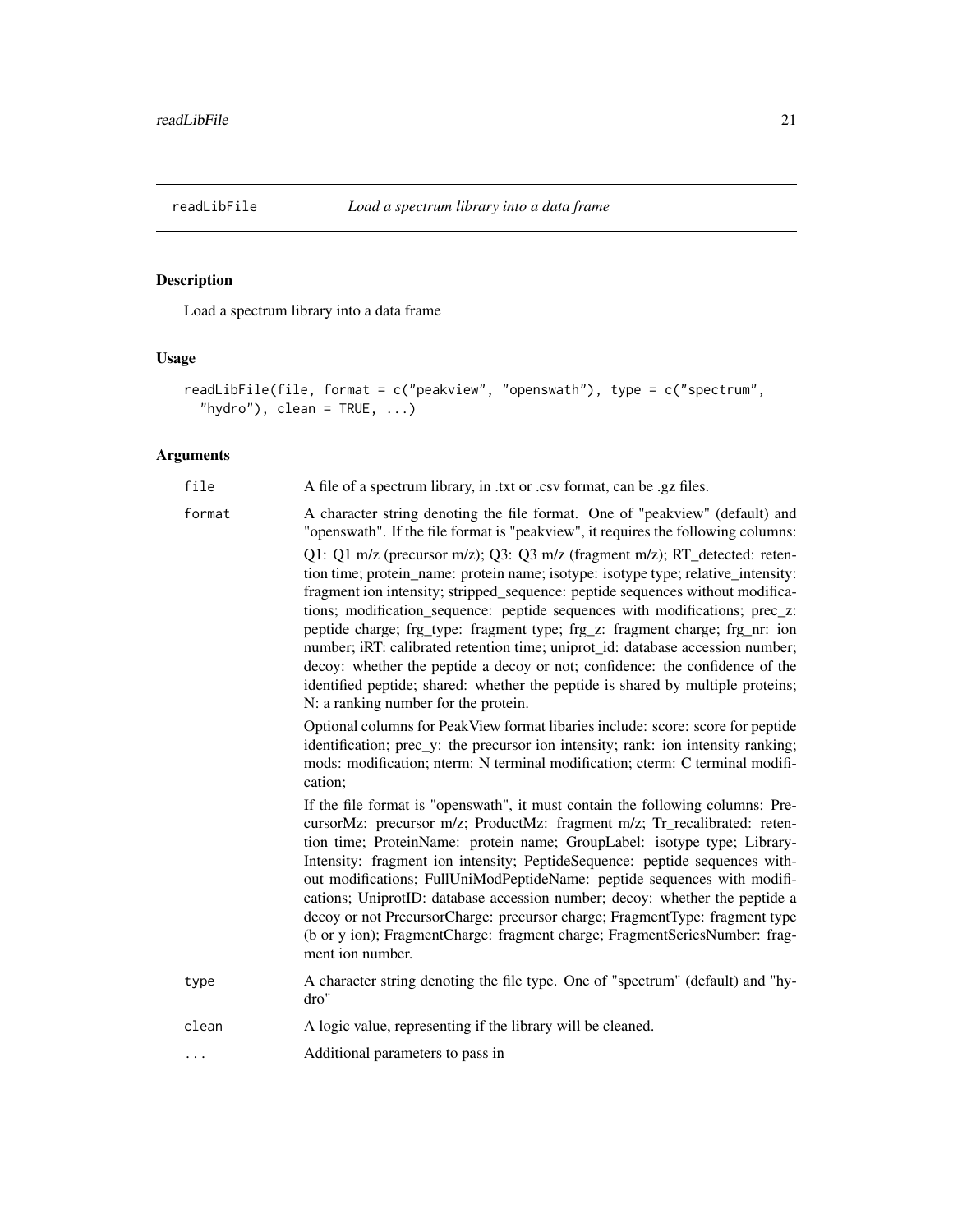## readLibFile    *Load a spectrum library into a data frame*

### Description

Load a spectrum library into a data frame

### Usage

```
readLibFile(file, format = c("peakview", "openswath"), type = c("spectrum",
  "hydro"), clean = TRUE, ...)
```

### Arguments

| | |
|---|---|
| `file` | A file of a spectrum library, in .txt or .csv format, can be .gz files. |
| `format` | A character string denoting the file format. One of "peakview" (default) and "openswath". If the file format is "peakview", it requires the following columns:<br><br>Q1: Q1 m/z (precursor m/z); Q3: Q3 m/z (fragment m/z); RT_detected: retention time; protein_name: protein name; isotype: isotype type; relative_intensity: fragment ion intensity; stripped_sequence: peptide sequences without modifications; modification_sequence: peptide sequences with modifications; prec_z: peptide charge; frg_type: fragment type; frg_z: fragment charge; frg_nr: ion number; iRT: calibrated retention time; uniprot_id: database accession number; decoy: whether the peptide a decoy or not; confidence: the confidence of the identified peptide; shared: whether the peptide is shared by multiple proteins; N: a ranking number for the protein.<br><br>Optional columns for PeakView format libaries include: score: score for peptide identification; prec_y: the precursor ion intensity; rank: ion intensity ranking; mods: modification; nterm: N terminal modification; cterm: C terminal modification;<br><br>If the file format is "openswath", it must contain the following columns: PrecursorMz: precursor m/z; ProductMz: fragment m/z; Tr_recalibrated: retention time; ProteinName: protein name; GroupLabel: isotype type; LibraryIntensity: fragment ion intensity; PeptideSequence: peptide sequences without modifications; FullUniModPeptideName: peptide sequences with modifications; UniprotID: database accession number; decoy: whether the peptide a decoy or not PrecursorCharge: precursor charge; FragmentType: fragment type (b or y ion); FragmentCharge: fragment charge; FragmentSeriesNumber: fragment ion number. |
| `type` | A character string denoting the file type. One of "spectrum" (default) and "hydro" |
| `clean` | A logic value, representing if the library will be cleaned. |
| `...` | Additional parameters to pass in |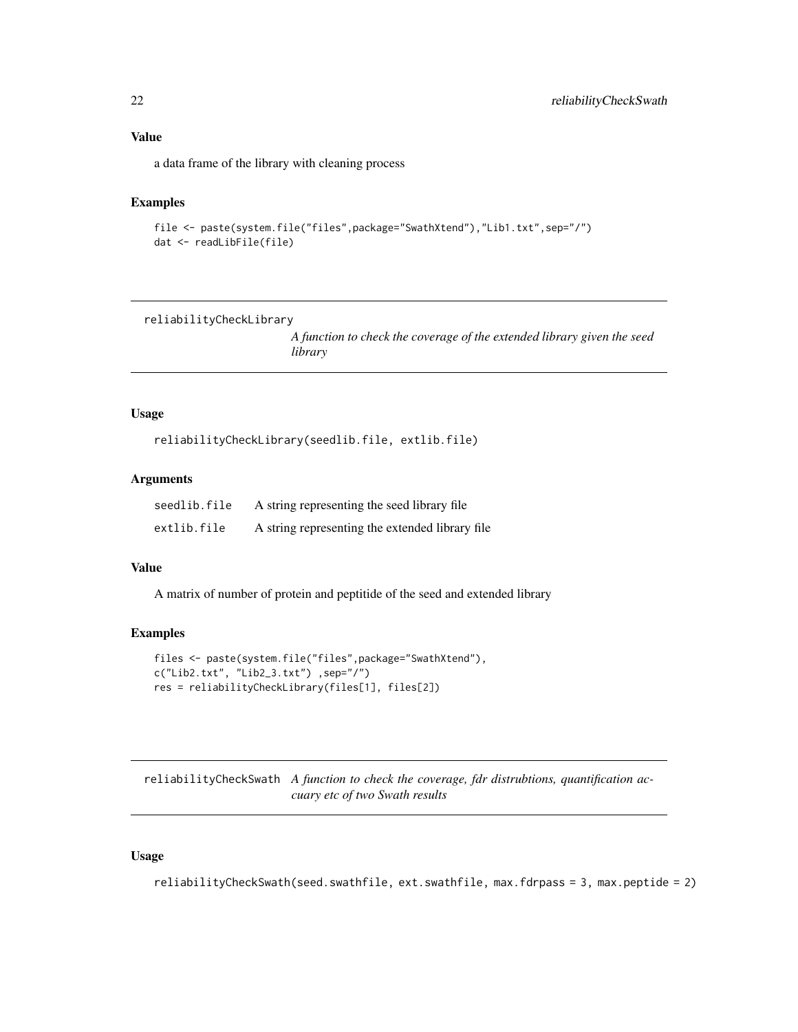### Value

a data frame of the library with cleaning process

### Examples

```
file <- paste(system.file("files",package="SwathXtend"),"Lib1.txt",sep="/")
dat <- readLibFile(file)
```

---

## reliabilityCheckLibrary

*A function to check the coverage of the extended library given the seed library*

---

### Usage

```
reliabilityCheckLibrary(seedlib.file, extlib.file)
```

### Arguments

| | |
|---|---|
| seedlib.file | A string representing the seed library file |
| extlib.file | A string representing the extended library file |

### Value

A matrix of number of protein and peptitide of the seed and extended library

### Examples

```
files <- paste(system.file("files",package="SwathXtend"),
c("Lib2.txt", "Lib2_3.txt") ,sep="/")
res = reliabilityCheckLibrary(files[1], files[2])
```

---

## reliabilityCheckSwath

*A function to check the coverage, fdr distrubtions, quantification accuary etc of two Swath results*

---

### Usage

```
reliabilityCheckSwath(seed.swathfile, ext.swathfile, max.fdrpass = 3, max.peptide = 2)
```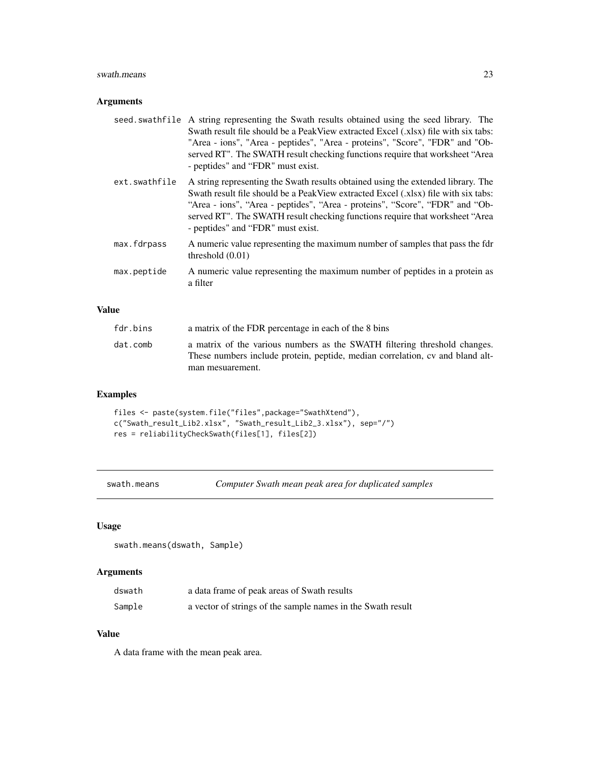### Arguments

| | |
|---|---|
| seed.swathfile | A string representing the Swath results obtained using the seed library. The Swath result file should be a PeakView extracted Excel (.xlsx) file with six tabs: "Area - ions", "Area - peptides", "Area - proteins", "Score", "FDR" and "Observed RT". The SWATH result checking functions require that worksheet "Area - peptides" and "FDR" must exist. |
| ext.swathfile | A string representing the Swath results obtained using the extended library. The Swath result file should be a PeakView extracted Excel (.xlsx) file with six tabs: "Area - ions", "Area - peptides", "Area - proteins", "Score", "FDR" and "Observed RT". The SWATH result checking functions require that worksheet "Area - peptides" and "FDR" must exist. |
| max.fdrpass | A numeric value representing the maximum number of samples that pass the fdr threshold (0.01) |
| max.peptide | A numeric value representing the maximum number of peptides in a protein as a filter |

### Value

| | |
|---|---|
| fdr.bins | a matrix of the FDR percentage in each of the 8 bins |
| dat.comb | a matrix of the various numbers as the SWATH filtering threshold changes. These numbers include protein, peptide, median correlation, cv and bland altman mesuarement. |

### Examples

```
files <- paste(system.file("files",package="SwathXtend"),
c("Swath_result_Lib2.xlsx", "Swath_result_Lib2_3.xlsx"), sep="/")
res = reliabilityCheckSwath(files[1], files[2])
```

---

## swath.means — *Computer Swath mean peak area for duplicated samples*

### Usage

```
swath.means(dswath, Sample)
```

### Arguments

| | |
|---|---|
| dswath | a data frame of peak areas of Swath results |
| Sample | a vector of strings of the sample names in the Swath result |

### Value

A data frame with the mean peak area.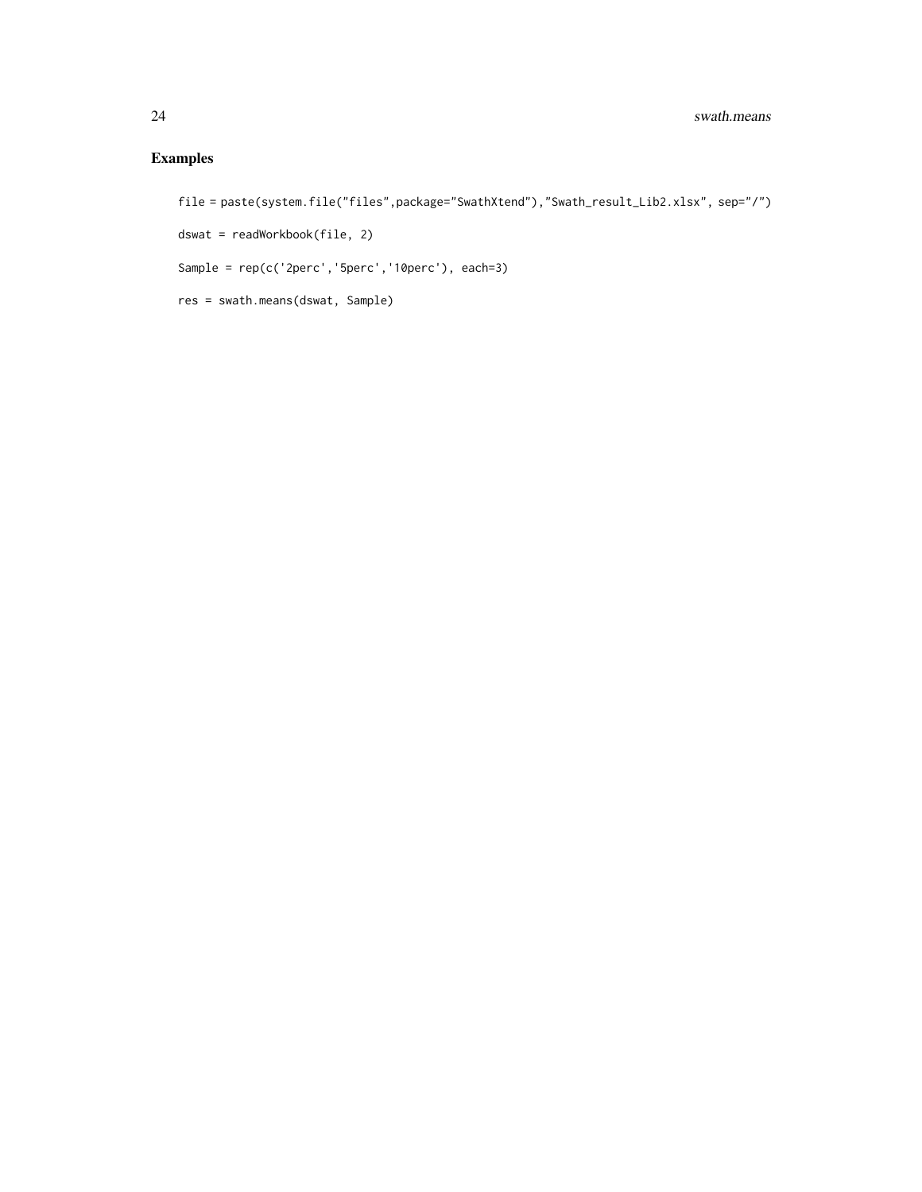## Examples

```
file = paste(system.file("files",package="SwathXtend"),"Swath_result_Lib2.xlsx", sep="/")

dswat = readWorkbook(file, 2)

Sample = rep(c('2perc','5perc','10perc'), each=3)

res = swath.means(dswat, Sample)
```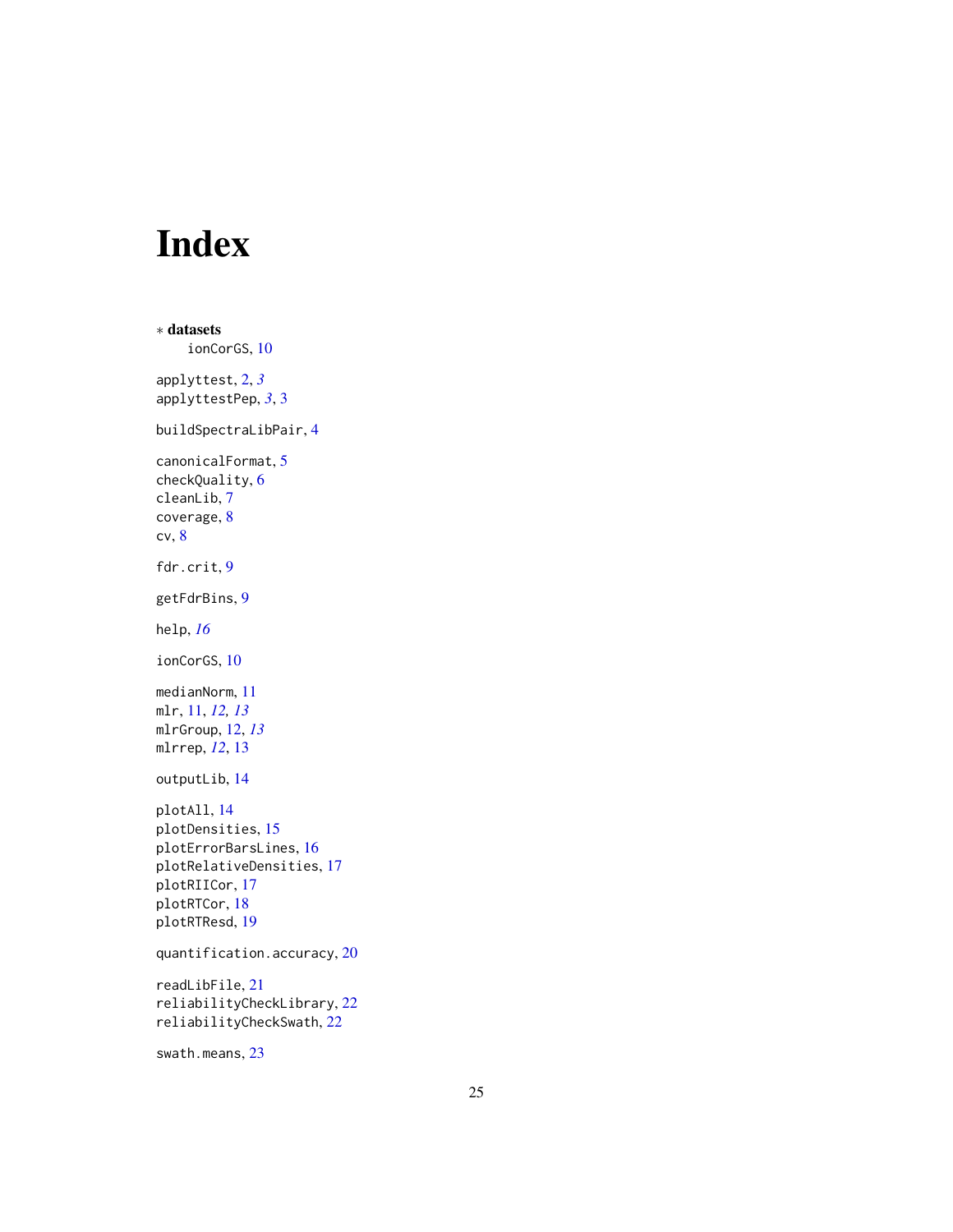# Index

∗ **datasets**
  ionCorGS, 10

applyttest, 2, *3*
applyttestPep, *3*, 3

buildSpectraLibPair, 4

canonicalFormat, 5
checkQuality, 6
cleanLib, 7
coverage, 8
cv, 8

fdr.crit, 9

getFdrBins, 9

help, *16*

ionCorGS, 10

medianNorm, 11
mlr, 11, *12, 13*
mlrGroup, 12, *13*
mlrrep, *12*, 13

outputLib, 14

plotAll, 14
plotDensities, 15
plotErrorBarsLines, 16
plotRelativeDensities, 17
plotRIICor, 17
plotRTCor, 18
plotRTResd, 19

quantification.accuracy, 20

readLibFile, 21
reliabilityCheckLibrary, 22
reliabilityCheckSwath, 22

swath.means, 23